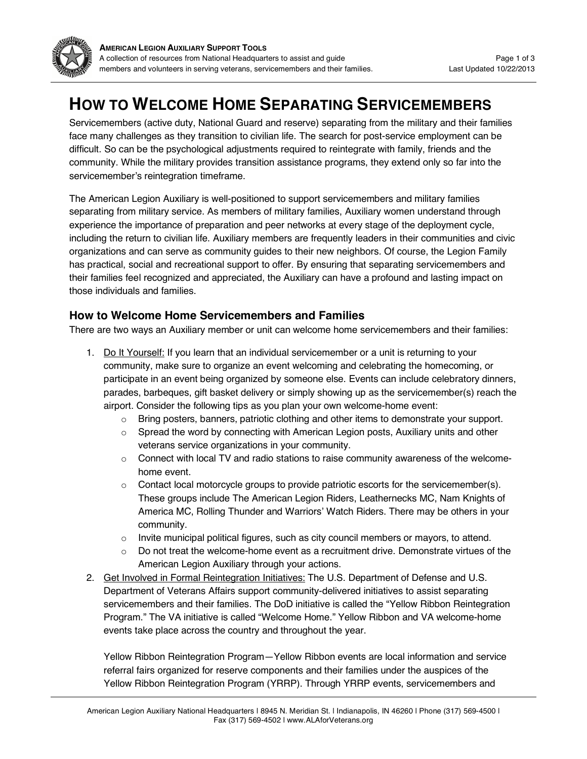# How to Welcome Home Separating Servicemembers

Servicemembers (active duty, National Guard and reserve) separating from the military and their families face many challenges as they transition to civilian life. The search for post-service employment can be difficult. So can be the psychological adjustments required to reintegrate with family, friends and the community. While the military provides transition assistance programs, they extend only so far into the servicemember's reintegration timeframe.

The American Legion Auxiliary is well-positioned to support servicemembers and military families separating from military service. As members of military families, Auxiliary women understand through experience the importance of preparation and peer networks at every stage of the deployment cycle, including the return to civilian life. Auxiliary members are frequently leaders in their communities and civic organizations and can serve as community guides to their new neighbors. Of course, the Legion Family has practical, social and recreational support to offer. By ensuring that separating servicemembers and their families feel recognized and appreciated, the Auxiliary can have a profound and lasting impact on those individuals and families.

## How to Welcome Home Servicemembers and Families

There are two ways an Auxiliary member or unit can welcome home servicemembers and their families:

1. Do It Yourself: If you learn that an individual servicemember or a unit is returning to your community, make sure to organize an event welcoming and celebrating the homecoming, or participate in an event being organized by someone else. Events can include celebratory dinners, parades, barbeques, gift basket delivery or simply showing up as the servicemember(s) reach the airport. Consider the following tips as you plan your own welcome-home event:
   - Bring posters, banners, patriotic clothing and other items to demonstrate your support.
   - Spread the word by connecting with American Legion posts, Auxiliary units and other veterans service organizations in your community.
   - Connect with local TV and radio stations to raise community awareness of the welcome-home event.
   - Contact local motorcycle groups to provide patriotic escorts for the servicemember(s). These groups include The American Legion Riders, Leathernecks MC, Nam Knights of America MC, Rolling Thunder and Warriors' Watch Riders. There may be others in your community.
   - Invite municipal political figures, such as city council members or mayors, to attend.
   - Do not treat the welcome-home event as a recruitment drive. Demonstrate virtues of the American Legion Auxiliary through your actions.
2. Get Involved in Formal Reintegration Initiatives: The U.S. Department of Defense and U.S. Department of Veterans Affairs support community-delivered initiatives to assist separating servicemembers and their families. The DoD initiative is called the "Yellow Ribbon Reintegration Program." The VA initiative is called "Welcome Home." Yellow Ribbon and VA welcome-home events take place across the country and throughout the year.

   Yellow Ribbon Reintegration Program—Yellow Ribbon events are local information and service referral fairs organized for reserve components and their families under the auspices of the Yellow Ribbon Reintegration Program (YRRP). Through YRRP events, servicemembers and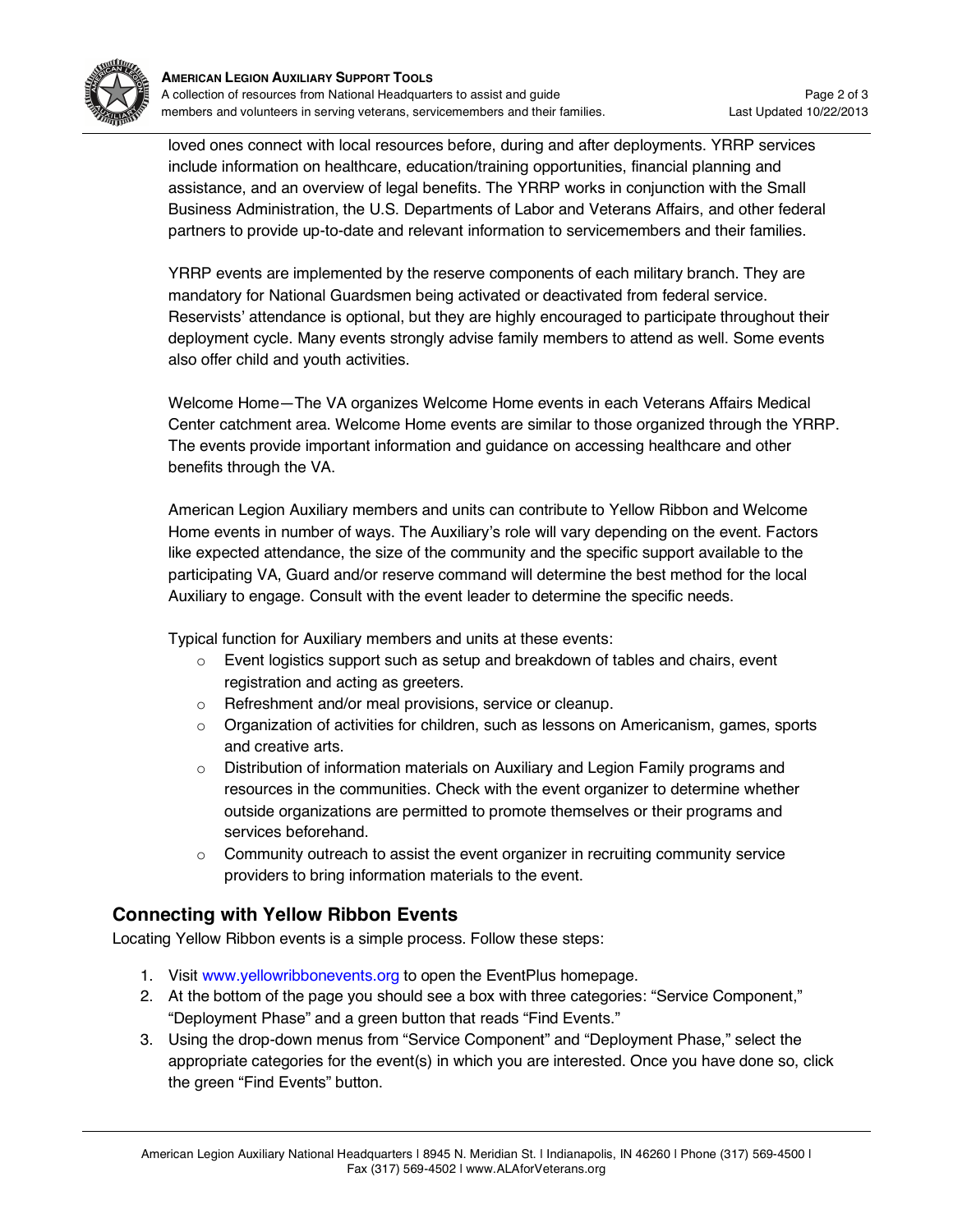loved ones connect with local resources before, during and after deployments. YRRP services include information on healthcare, education/training opportunities, financial planning and assistance, and an overview of legal benefits. The YRRP works in conjunction with the Small Business Administration, the U.S. Departments of Labor and Veterans Affairs, and other federal partners to provide up-to-date and relevant information to servicemembers and their families.

YRRP events are implemented by the reserve components of each military branch. They are mandatory for National Guardsmen being activated or deactivated from federal service. Reservists' attendance is optional, but they are highly encouraged to participate throughout their deployment cycle. Many events strongly advise family members to attend as well. Some events also offer child and youth activities.

Welcome Home—The VA organizes Welcome Home events in each Veterans Affairs Medical Center catchment area. Welcome Home events are similar to those organized through the YRRP. The events provide important information and guidance on accessing healthcare and other benefits through the VA.

American Legion Auxiliary members and units can contribute to Yellow Ribbon and Welcome Home events in number of ways. The Auxiliary's role will vary depending on the event. Factors like expected attendance, the size of the community and the specific support available to the participating VA, Guard and/or reserve command will determine the best method for the local Auxiliary to engage. Consult with the event leader to determine the specific needs.

Typical function for Auxiliary members and units at these events:

- Event logistics support such as setup and breakdown of tables and chairs, event registration and acting as greeters.
- Refreshment and/or meal provisions, service or cleanup.
- Organization of activities for children, such as lessons on Americanism, games, sports and creative arts.
- Distribution of information materials on Auxiliary and Legion Family programs and resources in the communities. Check with the event organizer to determine whether outside organizations are permitted to promote themselves or their programs and services beforehand.
- Community outreach to assist the event organizer in recruiting community service providers to bring information materials to the event.

## Connecting with Yellow Ribbon Events

Locating Yellow Ribbon events is a simple process. Follow these steps:

1. Visit www.yellowribbonevents.org to open the EventPlus homepage.
2. At the bottom of the page you should see a box with three categories: "Service Component," "Deployment Phase" and a green button that reads "Find Events."
3. Using the drop-down menus from "Service Component" and "Deployment Phase," select the appropriate categories for the event(s) in which you are interested. Once you have done so, click the green "Find Events" button.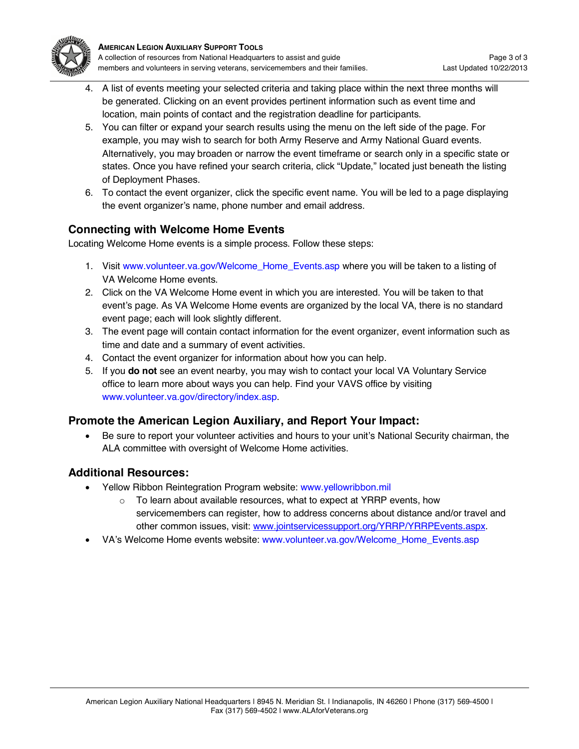4. A list of events meeting your selected criteria and taking place within the next three months will be generated. Clicking on an event provides pertinent information such as event time and location, main points of contact and the registration deadline for participants.
5. You can filter or expand your search results using the menu on the left side of the page. For example, you may wish to search for both Army Reserve and Army National Guard events. Alternatively, you may broaden or narrow the event timeframe or search only in a specific state or states. Once you have refined your search criteria, click “Update,” located just beneath the listing of Deployment Phases.
6. To contact the event organizer, click the specific event name. You will be led to a page displaying the event organizer’s name, phone number and email address.

## Connecting with Welcome Home Events

Locating Welcome Home events is a simple process. Follow these steps:

1. Visit www.volunteer.va.gov/Welcome_Home_Events.asp where you will be taken to a listing of VA Welcome Home events.
2. Click on the VA Welcome Home event in which you are interested. You will be taken to that event’s page. As VA Welcome Home events are organized by the local VA, there is no standard event page; each will look slightly different.
3. The event page will contain contact information for the event organizer, event information such as time and date and a summary of event activities.
4. Contact the event organizer for information about how you can help.
5. If you **do not** see an event nearby, you may wish to contact your local VA Voluntary Service office to learn more about ways you can help. Find your VAVS office by visiting www.volunteer.va.gov/directory/index.asp.

## Promote the American Legion Auxiliary, and Report Your Impact:

- Be sure to report your volunteer activities and hours to your unit’s National Security chairman, the ALA committee with oversight of Welcome Home activities.

## Additional Resources:

- Yellow Ribbon Reintegration Program website: www.yellowribbon.mil
  - To learn about available resources, what to expect at YRRP events, how servicemembers can register, how to address concerns about distance and/or travel and other common issues, visit: www.jointservicessupport.org/YRRP/YRRPEvents.aspx.
- VA’s Welcome Home events website: www.volunteer.va.gov/Welcome_Home_Events.asp